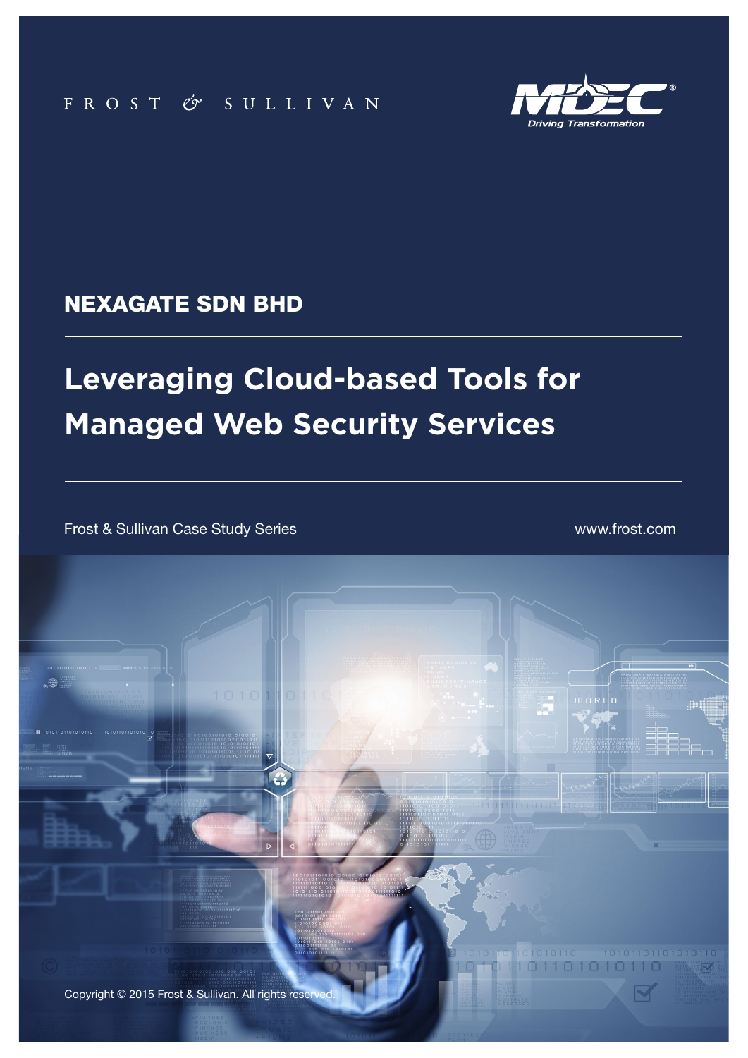FROST & SULLIVAN

MDEC®
Driving Transformation

## NEXAGATE SDN BHD

# Leveraging Cloud-based Tools for Managed Web Security Services

Frost & Sullivan Case Study Series

www.frost.com

Copyright © 2015 Frost & Sullivan. All rights reserved.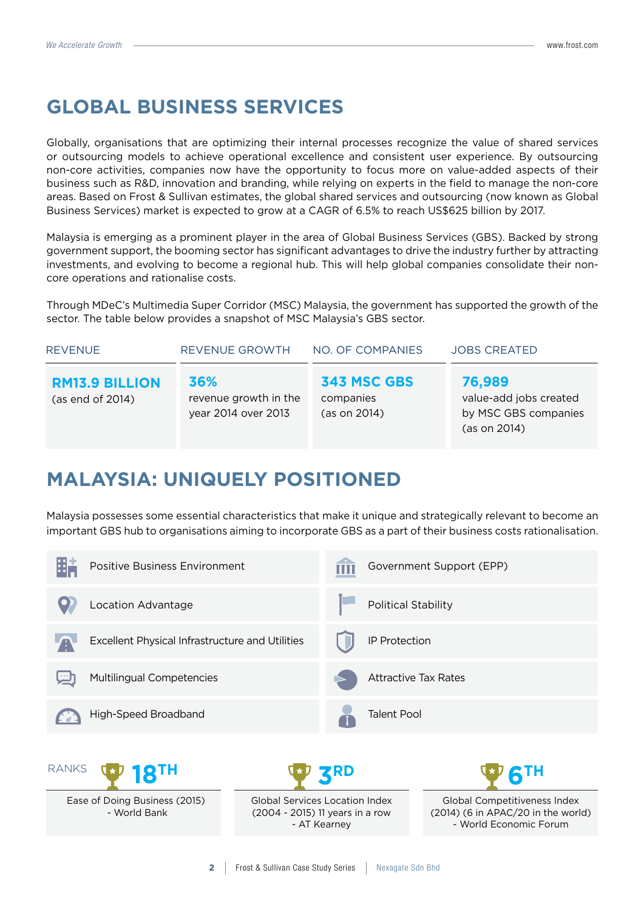## GLOBAL BUSINESS SERVICES

Globally, organisations that are optimizing their internal processes recognize the value of shared services or outsourcing models to achieve operational excellence and consistent user experience. By outsourcing non-core activities, companies now have the opportunity to focus more on value-added aspects of their business such as R&D, innovation and branding, while relying on experts in the field to manage the non-core areas. Based on Frost & Sullivan estimates, the global shared services and outsourcing (now known as Global Business Services) market is expected to grow at a CAGR of 6.5% to reach US$625 billion by 2017.

Malaysia is emerging as a prominent player in the area of Global Business Services (GBS). Backed by strong government support, the booming sector has significant advantages to drive the industry further by attracting investments, and evolving to become a regional hub. This will help global companies consolidate their non-core operations and rationalise costs.

Through MDeC's Multimedia Super Corridor (MSC) Malaysia, the government has supported the growth of the sector. The table below provides a snapshot of MSC Malaysia's GBS sector.

| REVENUE | REVENUE GROWTH | NO. OF COMPANIES | JOBS CREATED |
|---|---|---|---|
| **RM13.9 BILLION** (as end of 2014) | **36%** revenue growth in the year 2014 over 2013 | **343 MSC GBS** companies (as on 2014) | **76,989** value-add jobs created by MSC GBS companies (as on 2014) |

## MALAYSIA: UNIQUELY POSITIONED

Malaysia possesses some essential characteristics that make it unique and strategically relevant to become an important GBS hub to organisations aiming to incorporate GBS as a part of their business costs rationalisation.

- Positive Business Environment
- Government Support (EPP)
- Location Advantage
- Political Stability
- Excellent Physical Infrastructure and Utilities
- IP Protection
- Multilingual Competencies
- Attractive Tax Rates
- High-Speed Broadband
- Talent Pool

RANKS

| 18TH | 3RD | 6TH |
|---|---|---|
| Ease of Doing Business (2015) - World Bank | Global Services Location Index (2004 - 2015) 11 years in a row - AT Kearney | Global Competitiveness Index (2014) (6 in APAC/20 in the world) - World Economic Forum |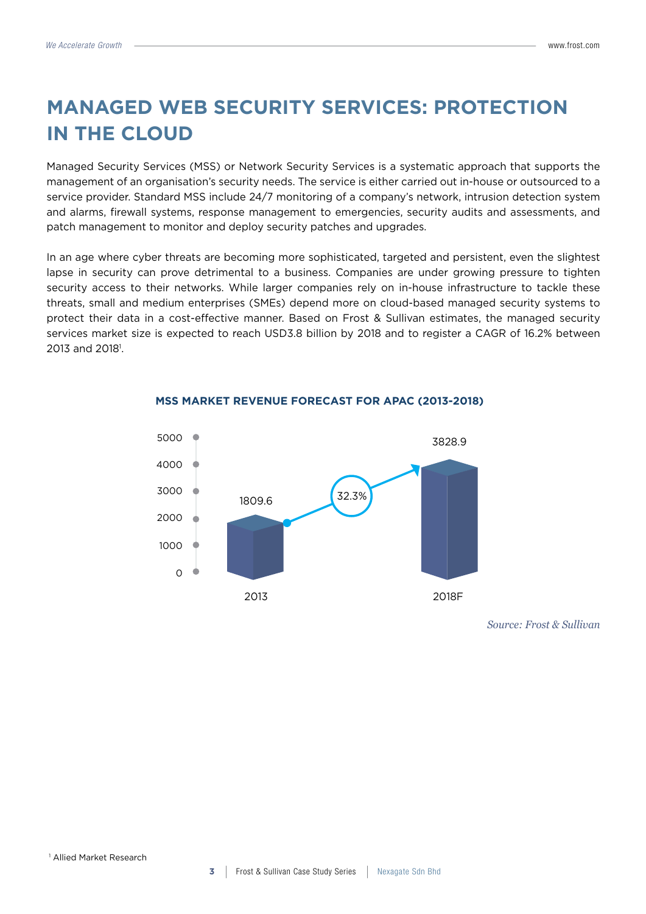# MANAGED WEB SECURITY SERVICES: PROTECTION IN THE CLOUD

Managed Security Services (MSS) or Network Security Services is a systematic approach that supports the management of an organisation's security needs. The service is either carried out in-house or outsourced to a service provider. Standard MSS include 24/7 monitoring of a company's network, intrusion detection system and alarms, firewall systems, response management to emergencies, security audits and assessments, and patch management to monitor and deploy security patches and upgrades.

In an age where cyber threats are becoming more sophisticated, targeted and persistent, even the slightest lapse in security can prove detrimental to a business. Companies are under growing pressure to tighten security access to their networks. While larger companies rely on in-house infrastructure to tackle these threats, small and medium enterprises (SMEs) depend more on cloud-based managed security systems to protect their data in a cost-effective manner. Based on Frost & Sullivan estimates, the managed security services market size is expected to reach USD3.8 billion by 2018 and to register a CAGR of 16.2% between 2013 and 2018[1].

**MSS MARKET REVENUE FORECAST FOR APAC (2013-2018)**

| Year | Revenue |
|---|---|
| 2013 | 1809.6 |
| 2018F | 3828.9 |

Growth: 32.3%

*Source: Frost & Sullivan*

[1] Allied Market Research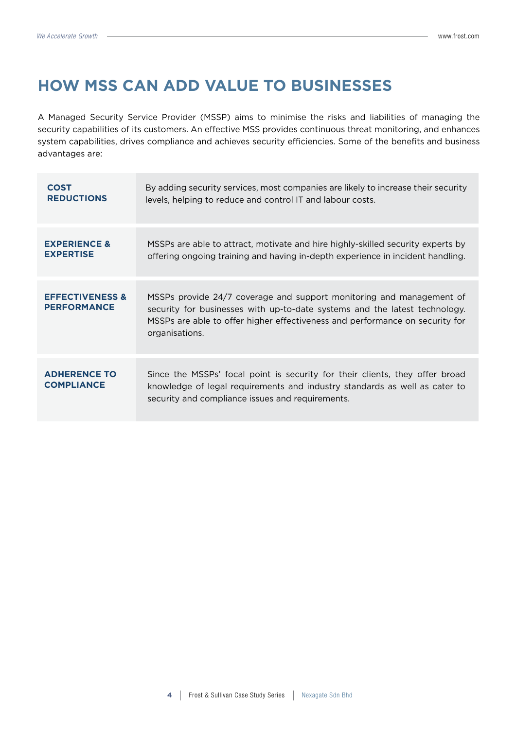# HOW MSS CAN ADD VALUE TO BUSINESSES

A Managed Security Service Provider (MSSP) aims to minimise the risks and liabilities of managing the security capabilities of its customers. An effective MSS provides continuous threat monitoring, and enhances system capabilities, drives compliance and achieves security efficiencies. Some of the benefits and business advantages are:

| | |
|---|---|
| **COST REDUCTIONS** | By adding security services, most companies are likely to increase their security levels, helping to reduce and control IT and labour costs. |
| **EXPERIENCE & EXPERTISE** | MSSPs are able to attract, motivate and hire highly-skilled security experts by offering ongoing training and having in-depth experience in incident handling. |
| **EFFECTIVENESS & PERFORMANCE** | MSSPs provide 24/7 coverage and support monitoring and management of security for businesses with up-to-date systems and the latest technology. MSSPs are able to offer higher effectiveness and performance on security for organisations. |
| **ADHERENCE TO COMPLIANCE** | Since the MSSPs' focal point is security for their clients, they offer broad knowledge of legal requirements and industry standards as well as cater to security and compliance issues and requirements. |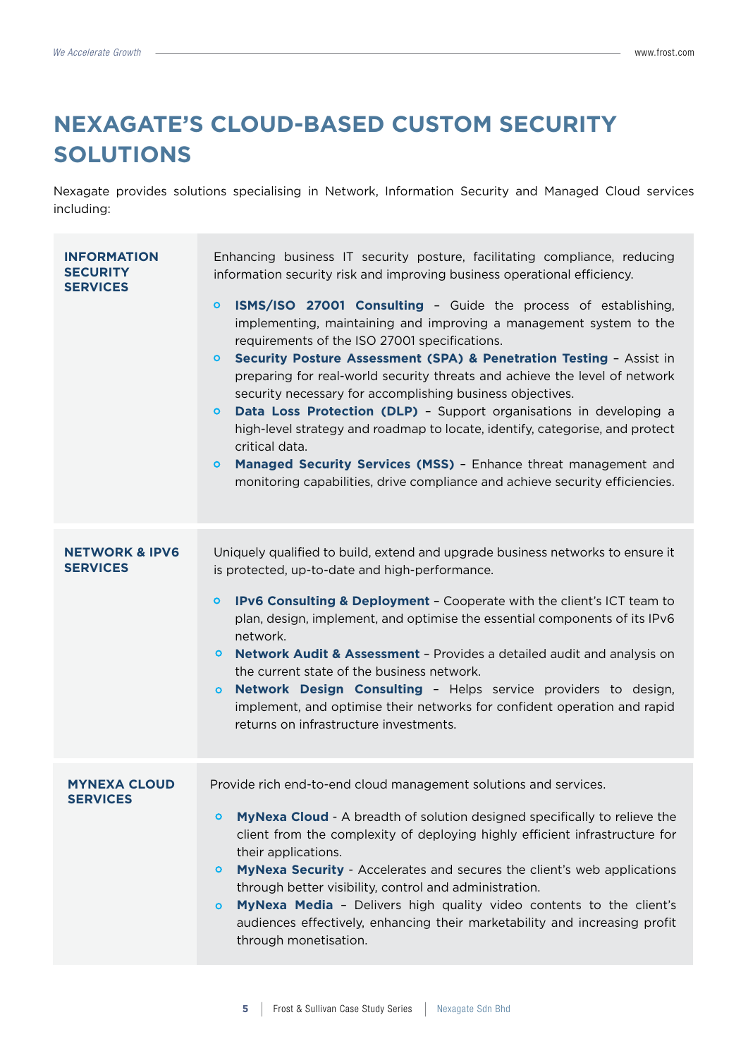# NEXAGATE'S CLOUD-BASED CUSTOM SECURITY SOLUTIONS

Nexagate provides solutions specialising in Network, Information Security and Managed Cloud services including:

| | |
|---|---|
| **INFORMATION SECURITY SERVICES** | Enhancing business IT security posture, facilitating compliance, reducing information security risk and improving business operational efficiency.<br><br>- **ISMS/ISO 27001 Consulting** – Guide the process of establishing, implementing, maintaining and improving a management system to the requirements of the ISO 27001 specifications.<br>- **Security Posture Assessment (SPA) & Penetration Testing** – Assist in preparing for real-world security threats and achieve the level of network security necessary for accomplishing business objectives.<br>- **Data Loss Protection (DLP)** – Support organisations in developing a high-level strategy and roadmap to locate, identify, categorise, and protect critical data.<br>- **Managed Security Services (MSS)** – Enhance threat management and monitoring capabilities, drive compliance and achieve security efficiencies. |
| **NETWORK & IPV6 SERVICES** | Uniquely qualified to build, extend and upgrade business networks to ensure it is protected, up-to-date and high-performance.<br><br>- **IPv6 Consulting & Deployment** – Cooperate with the client's ICT team to plan, design, implement, and optimise the essential components of its IPv6 network.<br>- **Network Audit & Assessment** – Provides a detailed audit and analysis on the current state of the business network.<br>- **Network Design Consulting** – Helps service providers to design, implement, and optimise their networks for confident operation and rapid returns on infrastructure investments. |
| **MYNEXA CLOUD SERVICES** | Provide rich end-to-end cloud management solutions and services.<br><br>- **MyNexa Cloud** - A breadth of solution designed specifically to relieve the client from the complexity of deploying highly efficient infrastructure for their applications.<br>- **MyNexa Security** - Accelerates and secures the client's web applications through better visibility, control and administration.<br>- **MyNexa Media** – Delivers high quality video contents to the client's audiences effectively, enhancing their marketability and increasing profit through monetisation. |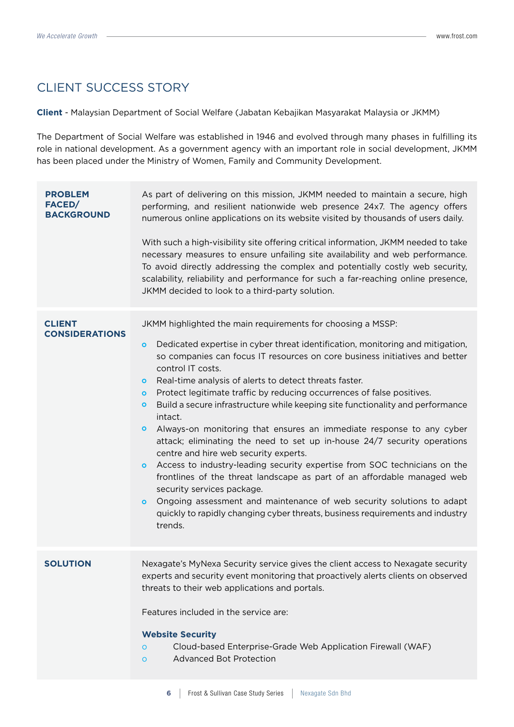## CLIENT SUCCESS STORY

**Client** - Malaysian Department of Social Welfare (Jabatan Kebajikan Masyarakat Malaysia or JKMM)

The Department of Social Welfare was established in 1946 and evolved through many phases in fulfilling its role in national development. As a government agency with an important role in social development, JKMM has been placed under the Ministry of Women, Family and Community Development.

### PROBLEM FACED/ BACKGROUND

As part of delivering on this mission, JKMM needed to maintain a secure, high performing, and resilient nationwide web presence 24x7. The agency offers numerous online applications on its website visited by thousands of users daily.

With such a high-visibility site offering critical information, JKMM needed to take necessary measures to ensure unfailing site availability and web performance. To avoid directly addressing the complex and potentially costly web security, scalability, reliability and performance for such a far-reaching online presence, JKMM decided to look to a third-party solution.

### CLIENT CONSIDERATIONS

JKMM highlighted the main requirements for choosing a MSSP:

- Dedicated expertise in cyber threat identification, monitoring and mitigation, so companies can focus IT resources on core business initiatives and better control IT costs.
- Real-time analysis of alerts to detect threats faster.
- Protect legitimate traffic by reducing occurrences of false positives.
- Build a secure infrastructure while keeping site functionality and performance intact.
- Always-on monitoring that ensures an immediate response to any cyber attack; eliminating the need to set up in-house 24/7 security operations centre and hire web security experts.
- Access to industry-leading security expertise from SOC technicians on the frontlines of the threat landscape as part of an affordable managed web security services package.
- Ongoing assessment and maintenance of web security solutions to adapt quickly to rapidly changing cyber threats, business requirements and industry trends.

### SOLUTION

Nexagate's MyNexa Security service gives the client access to Nexagate security experts and security event monitoring that proactively alerts clients on observed threats to their web applications and portals.

Features included in the service are:

**Website Security**

- Cloud-based Enterprise-Grade Web Application Firewall (WAF)
- Advanced Bot Protection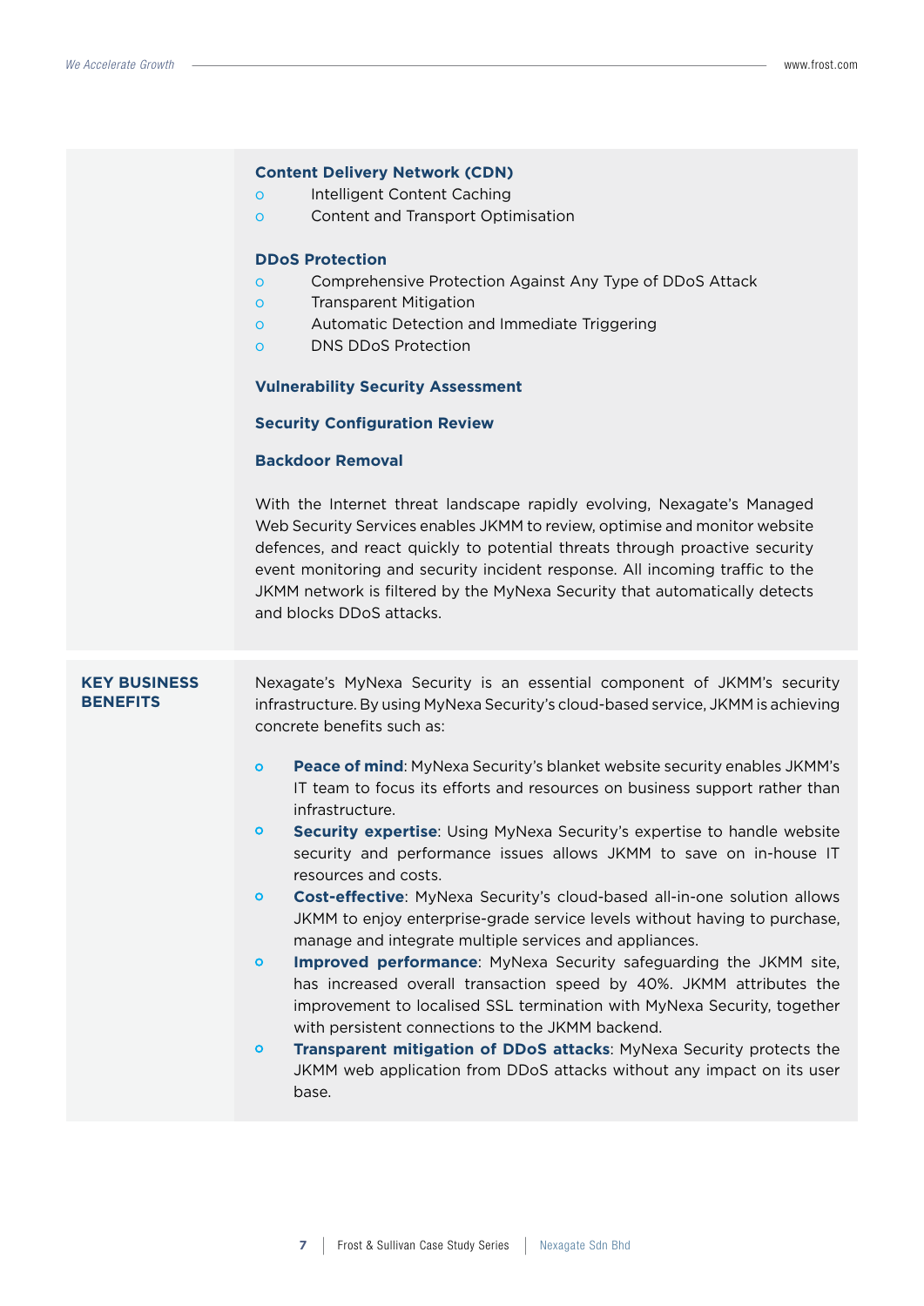**Content Delivery Network (CDN)**

- Intelligent Content Caching
- Content and Transport Optimisation

**DDoS Protection**

- Comprehensive Protection Against Any Type of DDoS Attack
- Transparent Mitigation
- Automatic Detection and Immediate Triggering
- DNS DDoS Protection

**Vulnerability Security Assessment**

**Security Configuration Review**

**Backdoor Removal**

With the Internet threat landscape rapidly evolving, Nexagate's Managed Web Security Services enables JKMM to review, optimise and monitor website defences, and react quickly to potential threats through proactive security event monitoring and security incident response. All incoming traffic to the JKMM network is filtered by the MyNexa Security that automatically detects and blocks DDoS attacks.

## KEY BUSINESS BENEFITS

Nexagate's MyNexa Security is an essential component of JKMM's security infrastructure. By using MyNexa Security's cloud-based service, JKMM is achieving concrete benefits such as:

- **Peace of mind**: MyNexa Security's blanket website security enables JKMM's IT team to focus its efforts and resources on business support rather than infrastructure.
- **Security expertise**: Using MyNexa Security's expertise to handle website security and performance issues allows JKMM to save on in-house IT resources and costs.
- **Cost-effective**: MyNexa Security's cloud-based all-in-one solution allows JKMM to enjoy enterprise-grade service levels without having to purchase, manage and integrate multiple services and appliances.
- **Improved performance**: MyNexa Security safeguarding the JKMM site, has increased overall transaction speed by 40%. JKMM attributes the improvement to localised SSL termination with MyNexa Security, together with persistent connections to the JKMM backend.
- **Transparent mitigation of DDoS attacks**: MyNexa Security protects the JKMM web application from DDoS attacks without any impact on its user base.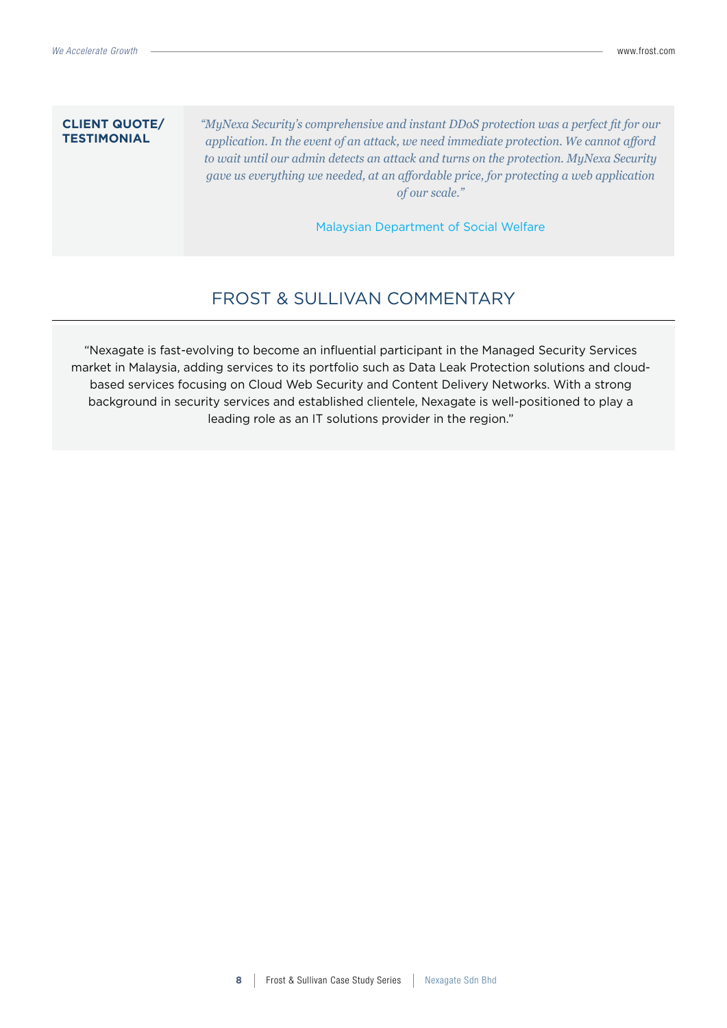**CLIENT QUOTE/ TESTIMONIAL**

*"MyNexa Security's comprehensive and instant DDoS protection was a perfect fit for our application. In the event of an attack, we need immediate protection. We cannot afford to wait until our admin detects an attack and turns on the protection. MyNexa Security gave us everything we needed, at an affordable price, for protecting a web application of our scale."*

Malaysian Department of Social Welfare

## FROST & SULLIVAN COMMENTARY

"Nexagate is fast-evolving to become an influential participant in the Managed Security Services market in Malaysia, adding services to its portfolio such as Data Leak Protection solutions and cloud-based services focusing on Cloud Web Security and Content Delivery Networks. With a strong background in security services and established clientele, Nexagate is well-positioned to play a leading role as an IT solutions provider in the region."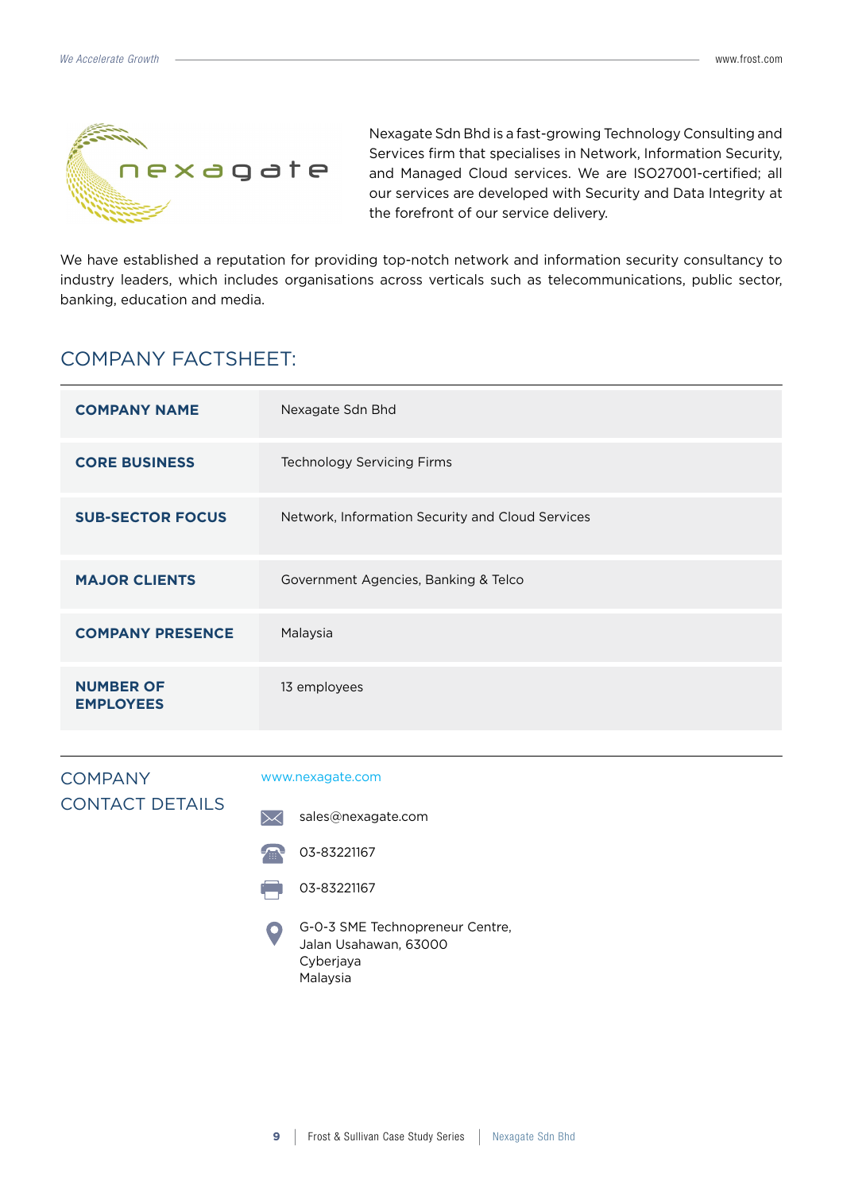Nexagate Sdn Bhd is a fast-growing Technology Consulting and Services firm that specialises in Network, Information Security, and Managed Cloud services. We are ISO27001-certified; all our services are developed with Security and Data Integrity at the forefront of our service delivery.

We have established a reputation for providing top-notch network and information security consultancy to industry leaders, which includes organisations across verticals such as telecommunications, public sector, banking, education and media.

## COMPANY FACTSHEET:

| | |
|---|---|
| **COMPANY NAME** | Nexagate Sdn Bhd |
| **CORE BUSINESS** | Technology Servicing Firms |
| **SUB-SECTOR FOCUS** | Network, Information Security and Cloud Services |
| **MAJOR CLIENTS** | Government Agencies, Banking & Telco |
| **COMPANY PRESENCE** | Malaysia |
| **NUMBER OF EMPLOYEES** | 13 employees |

## COMPANY CONTACT DETAILS

www.nexagate.com

sales@nexagate.com

03-83221167

03-83221167

G-0-3 SME Technopreneur Centre,
Jalan Usahawan, 63000
Cyberjaya
Malaysia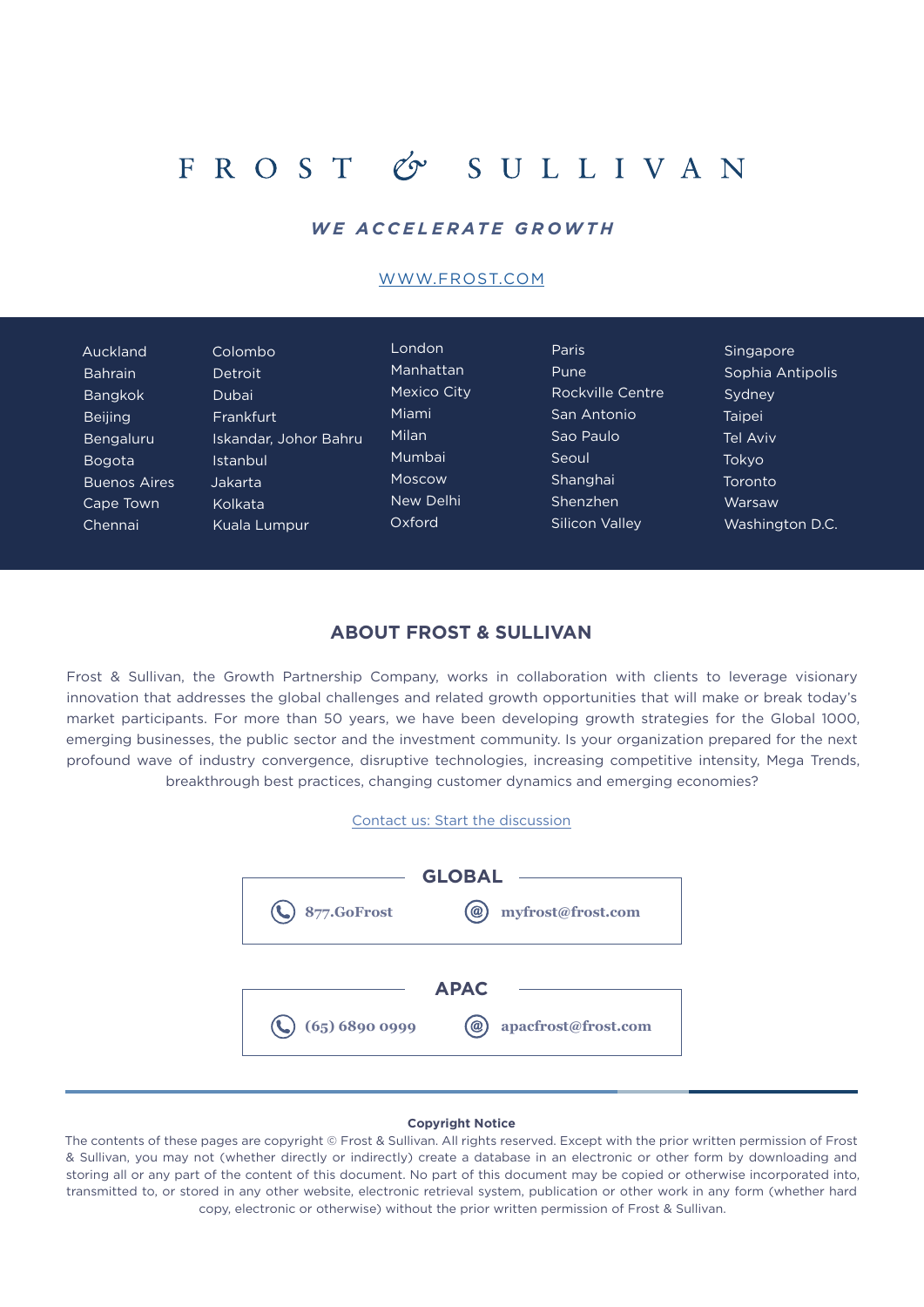# FROST & SULLIVAN

***WE ACCELERATE GROWTH***

WWW.FROST.COM

Auckland
Bahrain
Bangkok
Beijing
Bengaluru
Bogota
Buenos Aires
Cape Town
Chennai
Colombo
Detroit
Dubai
Frankfurt
Iskandar, Johor Bahru
Istanbul
Jakarta
Kolkata
Kuala Lumpur
London
Manhattan
Mexico City
Miami
Milan
Mumbai
Moscow
New Delhi
Oxford
Paris
Pune
Rockville Centre
San Antonio
Sao Paulo
Seoul
Shanghai
Shenzhen
Silicon Valley
Singapore
Sophia Antipolis
Sydney
Taipei
Tel Aviv
Tokyo
Toronto
Warsaw
Washington D.C.

## ABOUT FROST & SULLIVAN

Frost & Sullivan, the Growth Partnership Company, works in collaboration with clients to leverage visionary innovation that addresses the global challenges and related growth opportunities that will make or break today's market participants. For more than 50 years, we have been developing growth strategies for the Global 1000, emerging businesses, the public sector and the investment community. Is your organization prepared for the next profound wave of industry convergence, disruptive technologies, increasing competitive intensity, Mega Trends, breakthrough best practices, changing customer dynamics and emerging economies?

Contact us: Start the discussion

**GLOBAL**

877.GoFrost | myfrost@frost.com

**APAC**

(65) 6890 0999 | apacfrost@frost.com

**Copyright Notice**

The contents of these pages are copyright © Frost & Sullivan. All rights reserved. Except with the prior written permission of Frost & Sullivan, you may not (whether directly or indirectly) create a database in an electronic or other form by downloading and storing all or any part of the content of this document. No part of this document may be copied or otherwise incorporated into, transmitted to, or stored in any other website, electronic retrieval system, publication or other work in any form (whether hard copy, electronic or otherwise) without the prior written permission of Frost & Sullivan.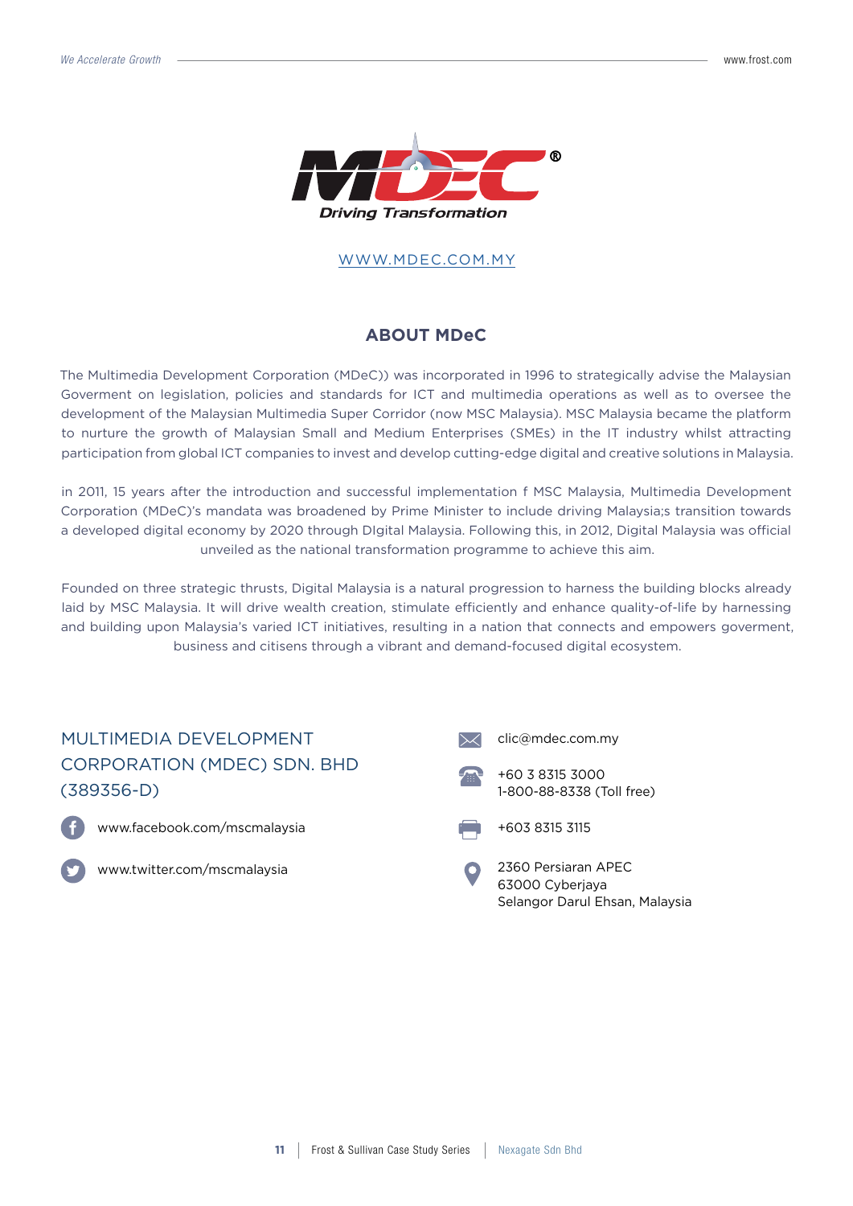WWW.MDEC.COM.MY

## ABOUT MDeC

The Multimedia Development Corporation (MDeC)) was incorporated in 1996 to strategically advise the Malaysian Goverment on legislation, policies and standards for ICT and multimedia operations as well as to oversee the development of the Malaysian Multimedia Super Corridor (now MSC Malaysia). MSC Malaysia became the platform to nurture the growth of Malaysian Small and Medium Enterprises (SMEs) in the IT industry whilst attracting participation from global ICT companies to invest and develop cutting-edge digital and creative solutions in Malaysia.

in 2011, 15 years after the introduction and successful implementation f MSC Malaysia, Multimedia Development Corporation (MDeC)'s mandata was broadened by Prime Minister to include driving Malaysia;s transition towards a developed digital economy by 2020 through DIgital Malaysia. Following this, in 2012, Digital Malaysia was official unveiled as the national transformation programme to achieve this aim.

Founded on three strategic thrusts, Digital Malaysia is a natural progression to harness the building blocks already laid by MSC Malaysia. It will drive wealth creation, stimulate efficiently and enhance quality-of-life by harnessing and building upon Malaysia's varied ICT initiatives, resulting in a nation that connects and empowers goverment, business and citisens through a vibrant and demand-focused digital ecosystem.

### MULTIMEDIA DEVELOPMENT CORPORATION (MDEC) SDN. BHD (389356-D)

www.facebook.com/mscmalaysia

www.twitter.com/mscmalaysia

clic@mdec.com.my

+60 3 8315 3000
1-800-88-8338 (Toll free)

+603 8315 3115

2360 Persiaran APEC
63000 Cyberjaya
Selangor Darul Ehsan, Malaysia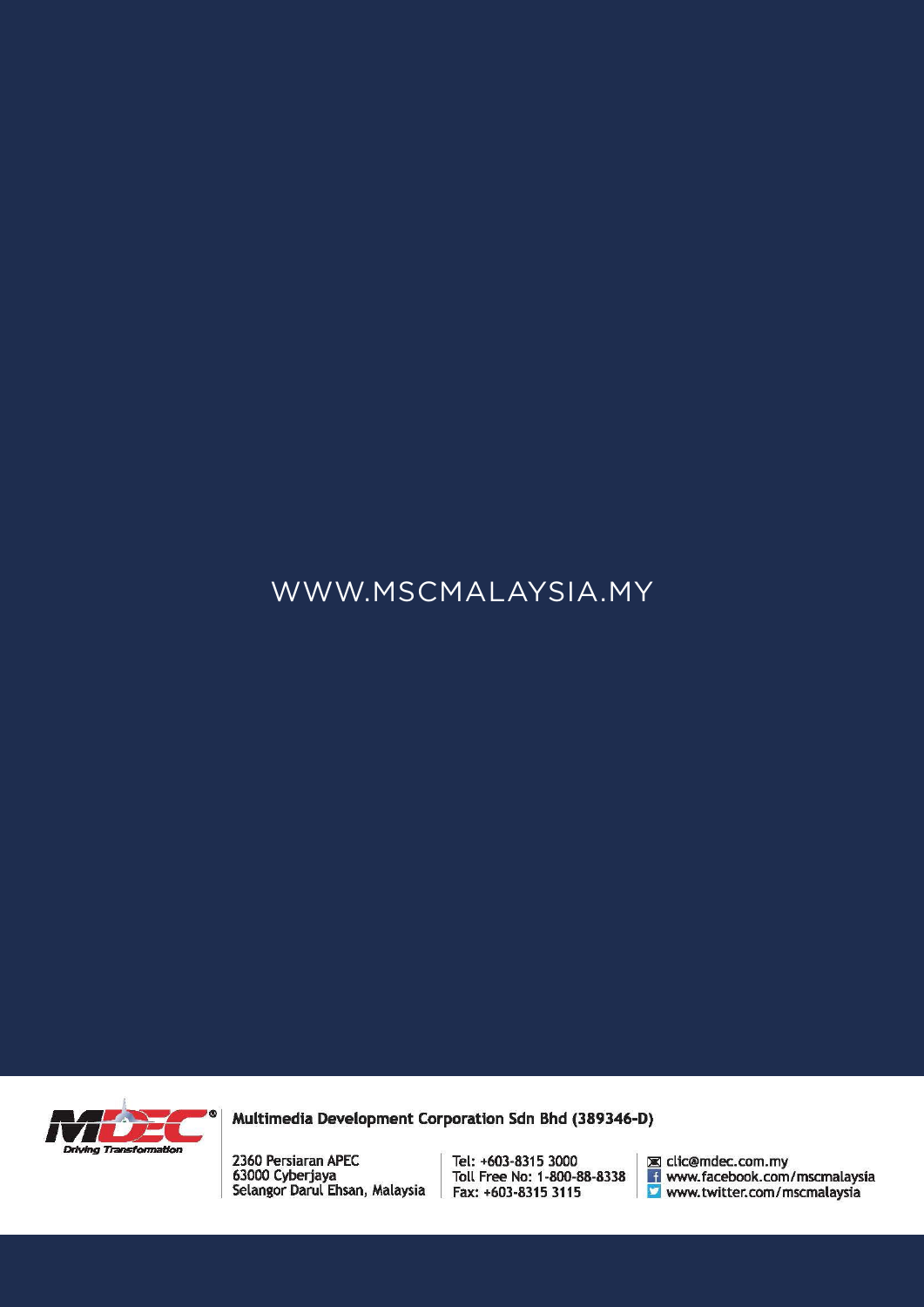WWW.MSCMALAYSIA.MY

**Multimedia Development Corporation Sdn Bhd (389346-D)**

2360 Persiaran APEC
63000 Cyberjaya
Selangor Darul Ehsan, Malaysia

Tel: +603-8315 3000
Toll Free No: 1-800-88-8338
Fax: +603-8315 3115

clic@mdec.com.my
www.facebook.com/mscmalaysia
www.twitter.com/mscmalaysia